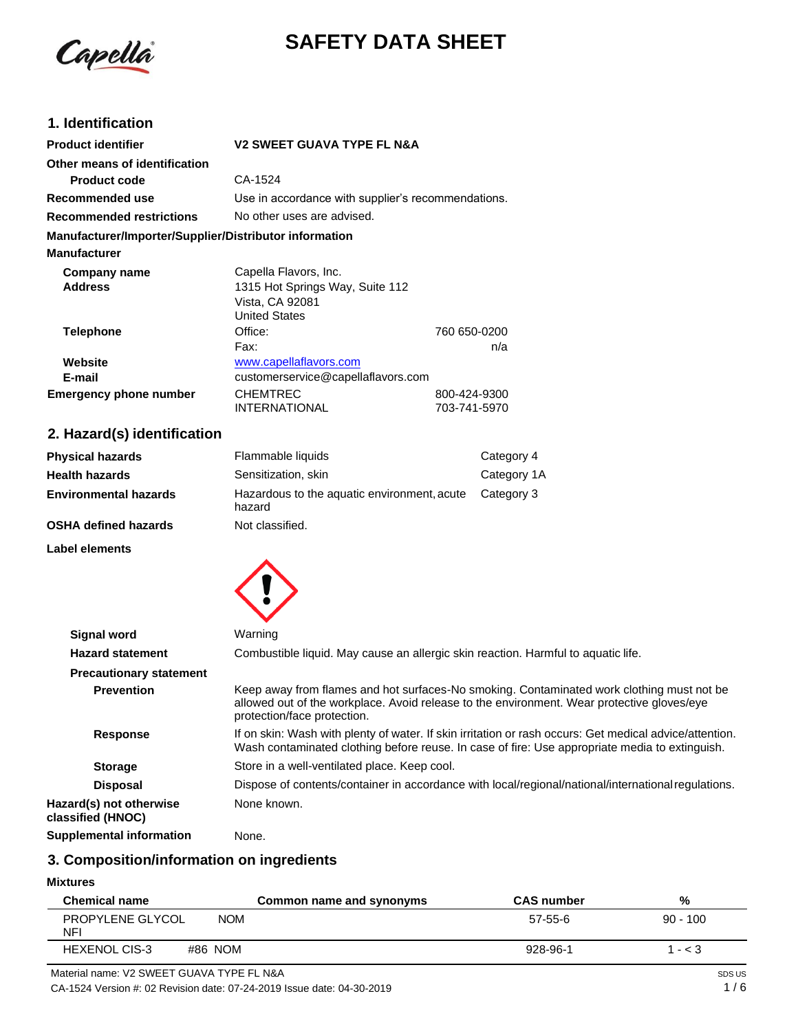# SAFETY DATA SHEET

## 1. Identification

| | |
|---|---|
| **Product identifier** | **V2 SWEET GUAVA TYPE FL N&A** |
| **Other means of identification** | |
| **Product code** | CA-1524 |
| **Recommended use** | Use in accordance with supplier's recommendations. |
| **Recommended restrictions** | No other uses are advised. |

**Manufacturer/Importer/Supplier/Distributor information**

**Manufacturer**

| | | |
|---|---|---|
| **Company name** | Capella Flavors, Inc. | |
| **Address** | 1315 Hot Springs Way, Suite 112<br>Vista, CA 92081<br>United States | |
| **Telephone** | Office: | 760 650-0200 |
| | Fax: | n/a |
| **Website** | www.capellaflavors.com | |
| **E-mail** | customerservice@capellaflavors.com | |
| **Emergency phone number** | CHEMTREC | 800-424-9300 |
| | INTERNATIONAL | 703-741-5970 |

## 2. Hazard(s) identification

| | | |
|---|---|---|
| **Physical hazards** | Flammable liquids | Category 4 |
| **Health hazards** | Sensitization, skin | Category 1A |
| **Environmental hazards** | Hazardous to the aquatic environment, acute hazard | Category 3 |
| **OSHA defined hazards** | Not classified. | |

**Label elements**

| | |
|---|---|
| **Signal word** | Warning |
| **Hazard statement** | Combustible liquid. May cause an allergic skin reaction. Harmful to aquatic life. |
| **Precautionary statement** | |
| **Prevention** | Keep away from flames and hot surfaces-No smoking. Contaminated work clothing must not be allowed out of the workplace. Avoid release to the environment. Wear protective gloves/eye protection/face protection. |
| **Response** | If on skin: Wash with plenty of water. If skin irritation or rash occurs: Get medical advice/attention. Wash contaminated clothing before reuse. In case of fire: Use appropriate media to extinguish. |
| **Storage** | Store in a well-ventilated place. Keep cool. |
| **Disposal** | Dispose of contents/container in accordance with local/regional/national/international regulations. |
| **Hazard(s) not otherwise classified (HNOC)** | None known. |
| **Supplemental information** | None. |

## 3. Composition/information on ingredients

**Mixtures**

| Chemical name | Common name and synonyms | CAS number | % |
|---|---|---|---|
| PROPYLENE GLYCOL NFI | NOM | 57-55-6 | 90 - 100 |
| HEXENOL CIS-3 | #86 NOM | 928-96-1 | 1 - < 3 |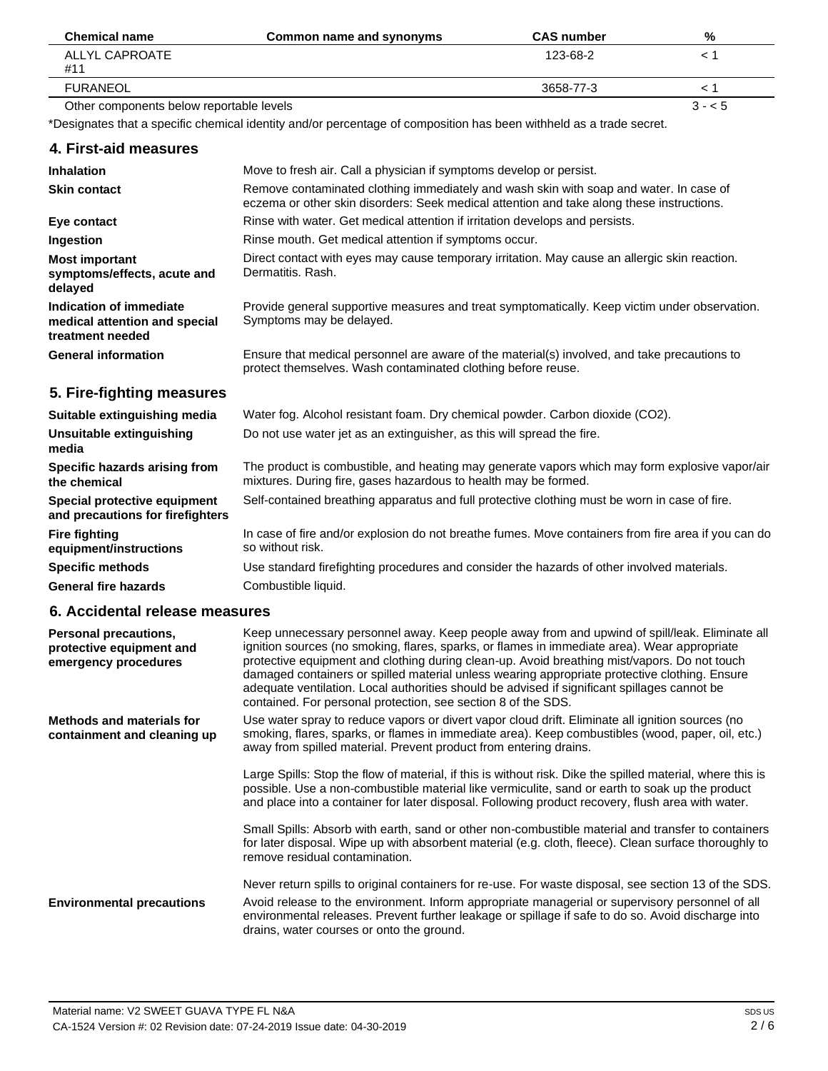| Chemical name | Common name and synonyms | CAS number | % |
|---|---|---|---|
| ALLYL CAPROATE #11 | | 123-68-2 | < 1 |
| FURANEOL | | 3658-77-3 | < 1 |
| Other components below reportable levels | | | 3 - < 5 |

*Designates that a specific chemical identity and/or percentage of composition has been withheld as a trade secret.

## 4. First-aid measures

| | |
|---|---|
| **Inhalation** | Move to fresh air. Call a physician if symptoms develop or persist. |
| **Skin contact** | Remove contaminated clothing immediately and wash skin with soap and water. In case of eczema or other skin disorders: Seek medical attention and take along these instructions. |
| **Eye contact** | Rinse with water. Get medical attention if irritation develops and persists. |
| **Ingestion** | Rinse mouth. Get medical attention if symptoms occur. |
| **Most important symptoms/effects, acute and delayed** | Direct contact with eyes may cause temporary irritation. May cause an allergic skin reaction. Dermatitis. Rash. |
| **Indication of immediate medical attention and special treatment needed** | Provide general supportive measures and treat symptomatically. Keep victim under observation. Symptoms may be delayed. |
| **General information** | Ensure that medical personnel are aware of the material(s) involved, and take precautions to protect themselves. Wash contaminated clothing before reuse. |

## 5. Fire-fighting measures

| | |
|---|---|
| **Suitable extinguishing media** | Water fog. Alcohol resistant foam. Dry chemical powder. Carbon dioxide ($CO_2$). |
| **Unsuitable extinguishing media** | Do not use water jet as an extinguisher, as this will spread the fire. |
| **Specific hazards arising from the chemical** | The product is combustible, and heating may generate vapors which may form explosive vapor/air mixtures. During fire, gases hazardous to health may be formed. |
| **Special protective equipment and precautions for firefighters** | Self-contained breathing apparatus and full protective clothing must be worn in case of fire. |
| **Fire fighting equipment/instructions** | In case of fire and/or explosion do not breathe fumes. Move containers from fire area if you can do so without risk. |
| **Specific methods** | Use standard firefighting procedures and consider the hazards of other involved materials. |
| **General fire hazards** | Combustible liquid. |

## 6. Accidental release measures

**Personal precautions, protective equipment and emergency procedures**

Keep unnecessary personnel away. Keep people away from and upwind of spill/leak. Eliminate all ignition sources (no smoking, flares, sparks, or flames in immediate area). Wear appropriate protective equipment and clothing during clean-up. Avoid breathing mist/vapors. Do not touch damaged containers or spilled material unless wearing appropriate protective clothing. Ensure adequate ventilation. Local authorities should be advised if significant spillages cannot be contained. For personal protection, see section 8 of the SDS.

**Methods and materials for containment and cleaning up**

Use water spray to reduce vapors or divert vapor cloud drift. Eliminate all ignition sources (no smoking, flares, sparks, or flames in immediate area). Keep combustibles (wood, paper, oil, etc.) away from spilled material. Prevent product from entering drains.

Large Spills: Stop the flow of material, if this is without risk. Dike the spilled material, where this is possible. Use a non-combustible material like vermiculite, sand or earth to soak up the product and place into a container for later disposal. Following product recovery, flush area with water.

Small Spills: Absorb with earth, sand or other non-combustible material and transfer to containers for later disposal. Wipe up with absorbent material (e.g. cloth, fleece). Clean surface thoroughly to remove residual contamination.

Never return spills to original containers for re-use. For waste disposal, see section 13 of the SDS.

**Environmental precautions**

Avoid release to the environment. Inform appropriate managerial or supervisory personnel of all environmental releases. Prevent further leakage or spillage if safe to do so. Avoid discharge into drains, water courses or onto the ground.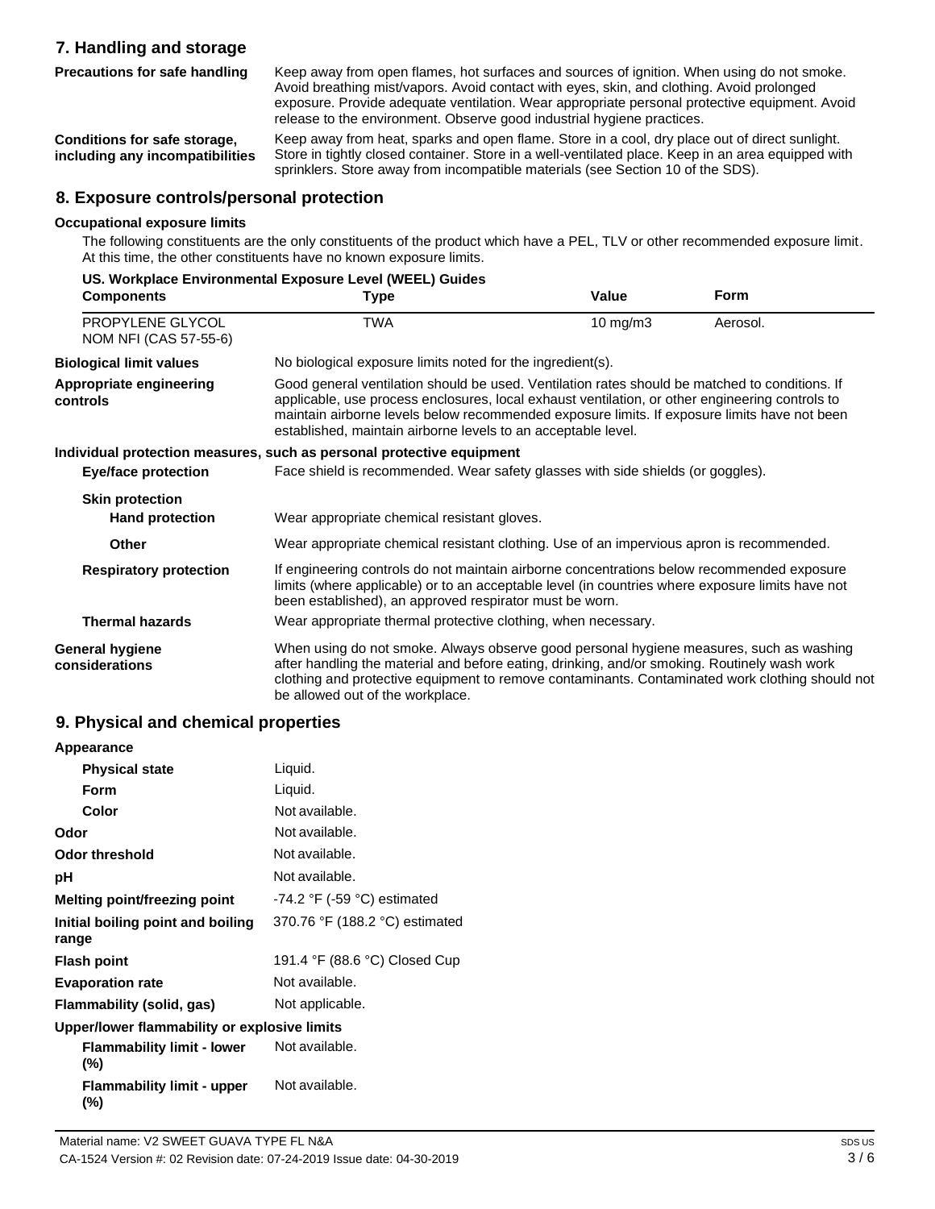## 7. Handling and storage

| | |
|---|---|
| **Precautions for safe handling** | Keep away from open flames, hot surfaces and sources of ignition. When using do not smoke. Avoid breathing mist/vapors. Avoid contact with eyes, skin, and clothing. Avoid prolonged exposure. Provide adequate ventilation. Wear appropriate personal protective equipment. Avoid release to the environment. Observe good industrial hygiene practices. |
| **Conditions for safe storage, including any incompatibilities** | Keep away from heat, sparks and open flame. Store in a cool, dry place out of direct sunlight. Store in tightly closed container. Store in a well-ventilated place. Keep in an area equipped with sprinklers. Store away from incompatible materials (see Section 10 of the SDS). |

## 8. Exposure controls/personal protection

### Occupational exposure limits

The following constituents are the only constituents of the product which have a PEL, TLV or other recommended exposure limit. At this time, the other constituents have no known exposure limits.

**US. Workplace Environmental Exposure Level (WEEL) Guides**

| Components | Type | Value | Form |
|---|---|---|---|
| PROPYLENE GLYCOL NOM NFI (CAS 57-55-6) | TWA | 10 mg/m3 | Aerosol. |

| | |
|---|---|
| **Biological limit values** | No biological exposure limits noted for the ingredient(s). |
| **Appropriate engineering controls** | Good general ventilation should be used. Ventilation rates should be matched to conditions. If applicable, use process enclosures, local exhaust ventilation, or other engineering controls to maintain airborne levels below recommended exposure limits. If exposure limits have not been established, maintain airborne levels to an acceptable level. |

**Individual protection measures, such as personal protective equipment**

| | |
|---|---|
| **Eye/face protection** | Face shield is recommended. Wear safety glasses with side shields (or goggles). |
| **Skin protection** | |
| **Hand protection** | Wear appropriate chemical resistant gloves. |
| **Other** | Wear appropriate chemical resistant clothing. Use of an impervious apron is recommended. |
| **Respiratory protection** | If engineering controls do not maintain airborne concentrations below recommended exposure limits (where applicable) or to an acceptable level (in countries where exposure limits have not been established), an approved respirator must be worn. |
| **Thermal hazards** | Wear appropriate thermal protective clothing, when necessary. |
| **General hygiene considerations** | When using do not smoke. Always observe good personal hygiene measures, such as washing after handling the material and before eating, drinking, and/or smoking. Routinely wash work clothing and protective equipment to remove contaminants. Contaminated work clothing should not be allowed out of the workplace. |

## 9. Physical and chemical properties

| | |
|---|---|
| **Appearance** | |
| **Physical state** | Liquid. |
| **Form** | Liquid. |
| **Color** | Not available. |
| **Odor** | Not available. |
| **Odor threshold** | Not available. |
| **pH** | Not available. |
| **Melting point/freezing point** | -74.2 °F (-59 °C) estimated |
| **Initial boiling point and boiling range** | 370.76 °F (188.2 °C) estimated |
| **Flash point** | 191.4 °F (88.6 °C) Closed Cup |
| **Evaporation rate** | Not available. |
| **Flammability (solid, gas)** | Not applicable. |
| **Upper/lower flammability or explosive limits** | |
| **Flammability limit - lower (%)** | Not available. |
| **Flammability limit - upper (%)** | Not available. |

Material name: V2 SWEET GUAVA TYPE FL N&A

CA-1524 Version #: 02 Revision date: 07-24-2019 Issue date: 04-30-2019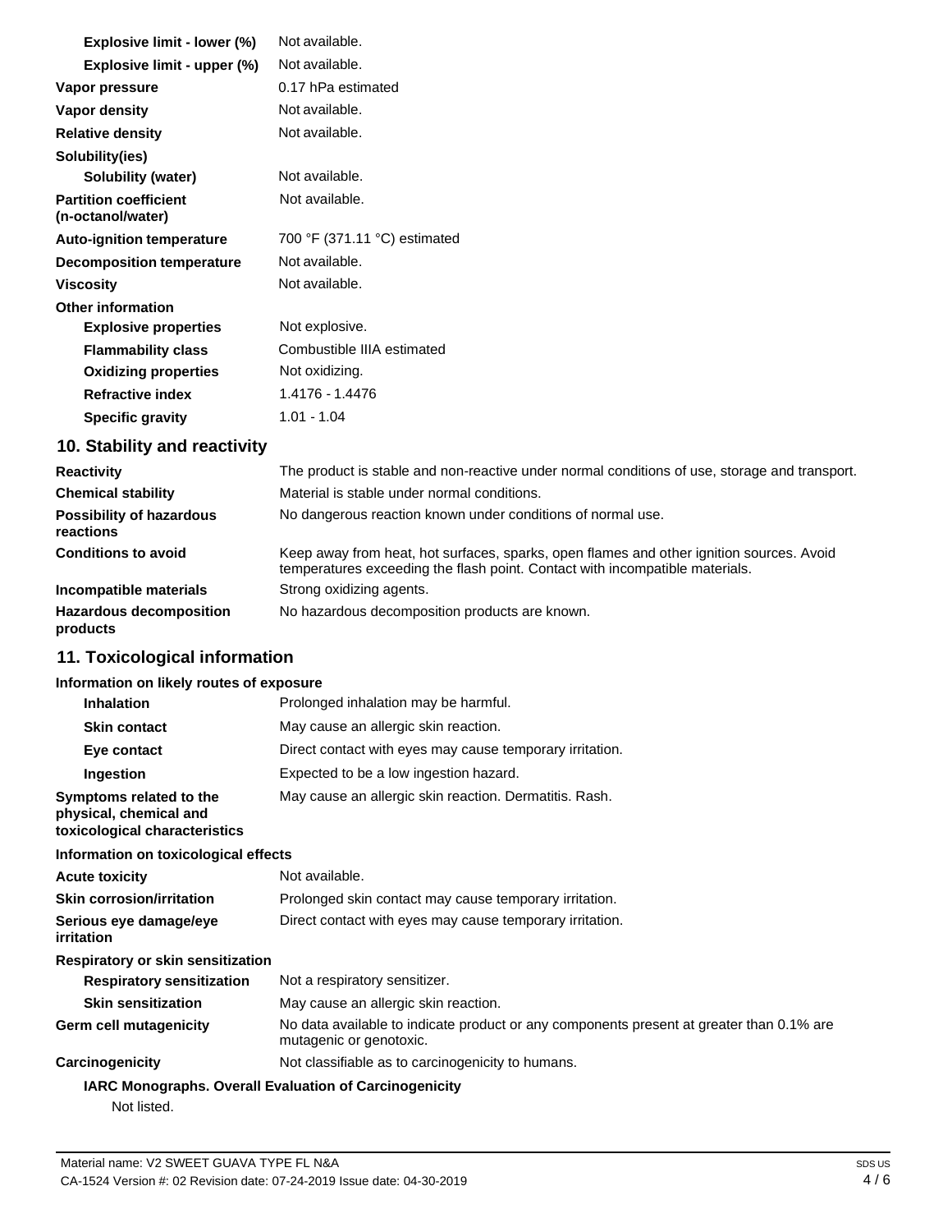| | |
|---|---|
| **Explosive limit - lower (%)** | Not available. |
| **Explosive limit - upper (%)** | Not available. |
| **Vapor pressure** | 0.17 hPa estimated |
| **Vapor density** | Not available. |
| **Relative density** | Not available. |
| **Solubility(ies)** | |
| **Solubility (water)** | Not available. |
| **Partition coefficient (n-octanol/water)** | Not available. |
| **Auto-ignition temperature** | 700 °F (371.11 °C) estimated |
| **Decomposition temperature** | Not available. |
| **Viscosity** | Not available. |
| **Other information** | |
| **Explosive properties** | Not explosive. |
| **Flammability class** | Combustible IIIA estimated |
| **Oxidizing properties** | Not oxidizing. |
| **Refractive index** | 1.4176 - 1.4476 |
| **Specific gravity** | 1.01 - 1.04 |

## 10. Stability and reactivity

| | |
|---|---|
| **Reactivity** | The product is stable and non-reactive under normal conditions of use, storage and transport. |
| **Chemical stability** | Material is stable under normal conditions. |
| **Possibility of hazardous reactions** | No dangerous reaction known under conditions of normal use. |
| **Conditions to avoid** | Keep away from heat, hot surfaces, sparks, open flames and other ignition sources. Avoid temperatures exceeding the flash point. Contact with incompatible materials. |
| **Incompatible materials** | Strong oxidizing agents. |
| **Hazardous decomposition products** | No hazardous decomposition products are known. |

## 11. Toxicological information

**Information on likely routes of exposure**

| | |
|---|---|
| **Inhalation** | Prolonged inhalation may be harmful. |
| **Skin contact** | May cause an allergic skin reaction. |
| **Eye contact** | Direct contact with eyes may cause temporary irritation. |
| **Ingestion** | Expected to be a low ingestion hazard. |
| **Symptoms related to the physical, chemical and toxicological characteristics** | May cause an allergic skin reaction. Dermatitis. Rash. |

**Information on toxicological effects**

| | |
|---|---|
| **Acute toxicity** | Not available. |
| **Skin corrosion/irritation** | Prolonged skin contact may cause temporary irritation. |
| **Serious eye damage/eye irritation** | Direct contact with eyes may cause temporary irritation. |
| **Respiratory or skin sensitization** | |
| **Respiratory sensitization** | Not a respiratory sensitizer. |
| **Skin sensitization** | May cause an allergic skin reaction. |
| **Germ cell mutagenicity** | No data available to indicate product or any components present at greater than 0.1% are mutagenic or genotoxic. |
| **Carcinogenicity** | Not classifiable as to carcinogenicity to humans. |

**IARC Monographs. Overall Evaluation of Carcinogenicity**

Not listed.

Material name: V2 SWEET GUAVA TYPE FL N&A

CA-1524 Version #: 02 Revision date: 07-24-2019 Issue date: 04-30-2019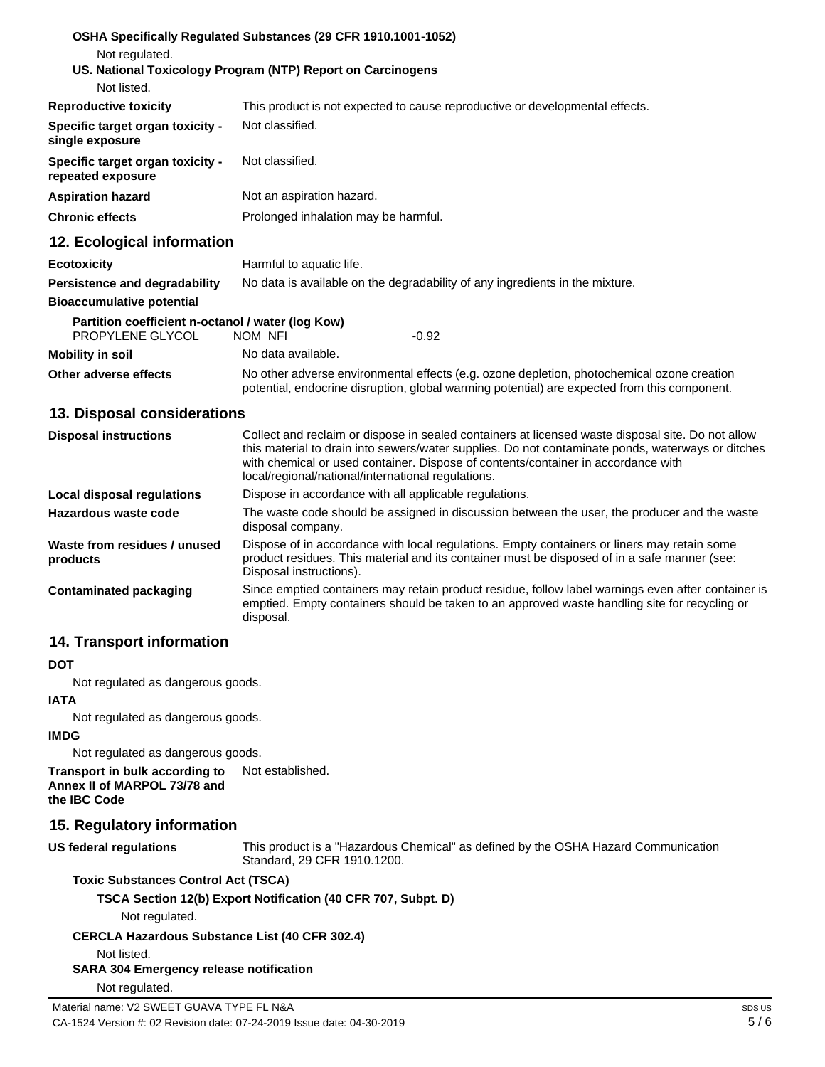**OSHA Specifically Regulated Substances (29 CFR 1910.1001-1052)**

Not regulated.

**US. National Toxicology Program (NTP) Report on Carcinogens**

Not listed.

| | |
|---|---|
| **Reproductive toxicity** | This product is not expected to cause reproductive or developmental effects. |
| **Specific target organ toxicity - single exposure** | Not classified. |
| **Specific target organ toxicity - repeated exposure** | Not classified. |
| **Aspiration hazard** | Not an aspiration hazard. |
| **Chronic effects** | Prolonged inhalation may be harmful. |

## 12. Ecological information

| | |
|---|---|
| **Ecotoxicity** | Harmful to aquatic life. |
| **Persistence and degradability** | No data is available on the degradability of any ingredients in the mixture. |
| **Bioaccumulative potential** | |

**Partition coefficient n-octanol / water (log Kow)**

| | | |
|---|---|---|
| PROPYLENE GLYCOL | NOM NFI | -0.92 |

| | |
|---|---|
| **Mobility in soil** | No data available. |
| **Other adverse effects** | No other adverse environmental effects (e.g. ozone depletion, photochemical ozone creation potential, endocrine disruption, global warming potential) are expected from this component. |

## 13. Disposal considerations

| | |
|---|---|
| **Disposal instructions** | Collect and reclaim or dispose in sealed containers at licensed waste disposal site. Do not allow this material to drain into sewers/water supplies. Do not contaminate ponds, waterways or ditches with chemical or used container. Dispose of contents/container in accordance with local/regional/national/international regulations. |
| **Local disposal regulations** | Dispose in accordance with all applicable regulations. |
| **Hazardous waste code** | The waste code should be assigned in discussion between the user, the producer and the waste disposal company. |
| **Waste from residues / unused products** | Dispose of in accordance with local regulations. Empty containers or liners may retain some product residues. This material and its container must be disposed of in a safe manner (see: Disposal instructions). |
| **Contaminated packaging** | Since emptied containers may retain product residue, follow label warnings even after container is emptied. Empty containers should be taken to an approved waste handling site for recycling or disposal. |

## 14. Transport information

**DOT**

Not regulated as dangerous goods.

**IATA**

Not regulated as dangerous goods.

**IMDG**

Not regulated as dangerous goods.

| | |
|---|---|
| **Transport in bulk according to Annex II of MARPOL 73/78 and the IBC Code** | Not established. |

## 15. Regulatory information

| | |
|---|---|
| **US federal regulations** | This product is a "Hazardous Chemical" as defined by the OSHA Hazard Communication Standard, 29 CFR 1910.1200. |

**Toxic Substances Control Act (TSCA)**

**TSCA Section 12(b) Export Notification (40 CFR 707, Subpt. D)**

Not regulated.

**CERCLA Hazardous Substance List (40 CFR 302.4)**

Not listed.

**SARA 304 Emergency release notification**

Not regulated.

Material name: V2 SWEET GUAVA TYPE FL N&A

CA-1524 Version #: 02 Revision date: 07-24-2019 Issue date: 04-30-2019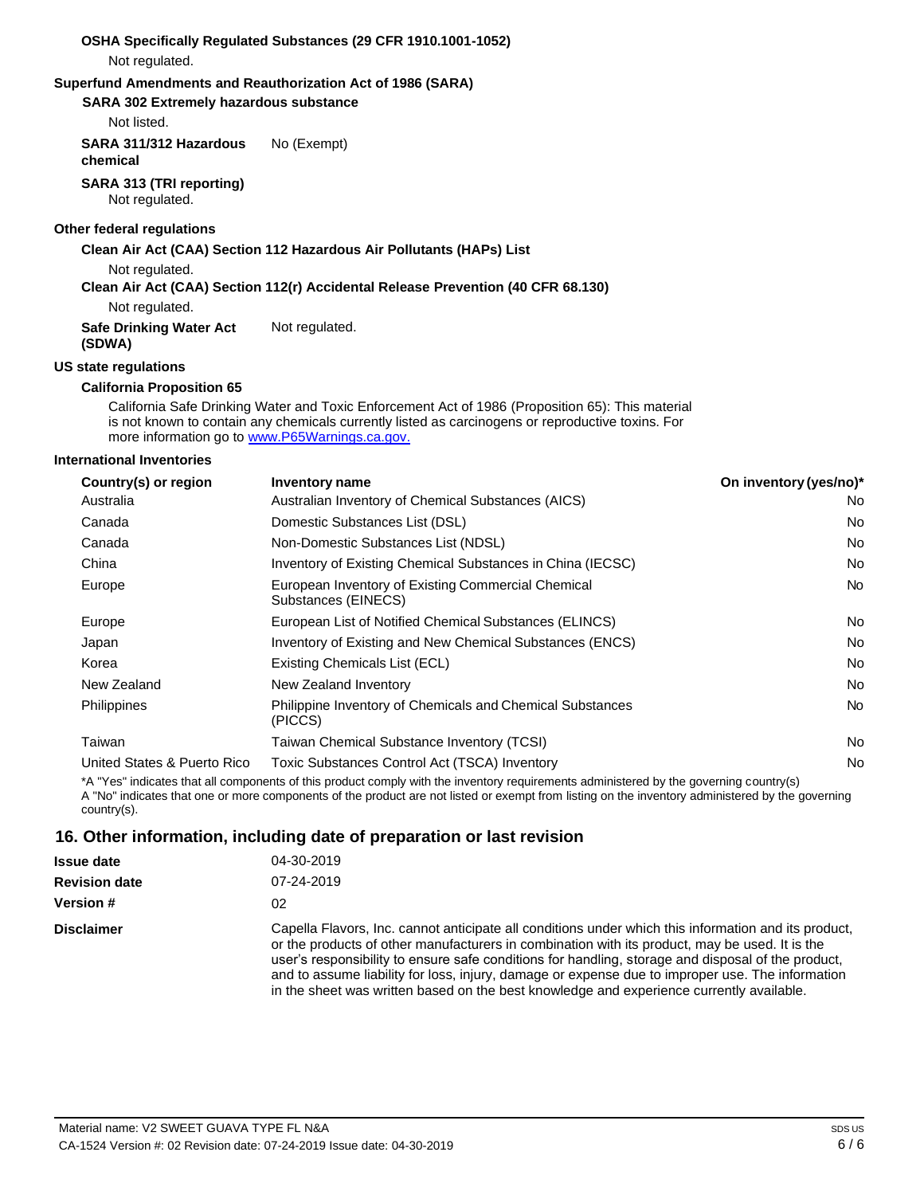**OSHA Specifically Regulated Substances (29 CFR 1910.1001-1052)**

Not regulated.

**Superfund Amendments and Reauthorization Act of 1986 (SARA)**

**SARA 302 Extremely hazardous substance**

Not listed.

**SARA 311/312 Hazardous chemical** No (Exempt)

**SARA 313 (TRI reporting)**

Not regulated.

**Other federal regulations**

**Clean Air Act (CAA) Section 112 Hazardous Air Pollutants (HAPs) List**

Not regulated.

**Clean Air Act (CAA) Section 112(r) Accidental Release Prevention (40 CFR 68.130)**

Not regulated.

**Safe Drinking Water Act (SDWA)** Not regulated.

**US state regulations**

**California Proposition 65**

California Safe Drinking Water and Toxic Enforcement Act of 1986 (Proposition 65): This material is not known to contain any chemicals currently listed as carcinogens or reproductive toxins. For more information go to www.P65Warnings.ca.gov.

**International Inventories**

| Country(s) or region | Inventory name | On inventory (yes/no)* |
|---|---|---|
| Australia | Australian Inventory of Chemical Substances (AICS) | No |
| Canada | Domestic Substances List (DSL) | No |
| Canada | Non-Domestic Substances List (NDSL) | No |
| China | Inventory of Existing Chemical Substances in China (IECSC) | No |
| Europe | European Inventory of Existing Commercial Chemical Substances (EINECS) | No |
| Europe | European List of Notified Chemical Substances (ELINCS) | No |
| Japan | Inventory of Existing and New Chemical Substances (ENCS) | No |
| Korea | Existing Chemicals List (ECL) | No |
| New Zealand | New Zealand Inventory | No |
| Philippines | Philippine Inventory of Chemicals and Chemical Substances (PICCS) | No |
| Taiwan | Taiwan Chemical Substance Inventory (TCSI) | No |
| United States & Puerto Rico | Toxic Substances Control Act (TSCA) Inventory | No |

*A "Yes" indicates that all components of this product comply with the inventory requirements administered by the governing country(s)
A "No" indicates that one or more components of the product are not listed or exempt from listing on the inventory administered by the governing country(s).

## 16. Other information, including date of preparation or last revision

**Issue date** 04-30-2019

**Revision date** 07-24-2019

**Version #** 02

**Disclaimer** Capella Flavors, Inc. cannot anticipate all conditions under which this information and its product, or the products of other manufacturers in combination with its product, may be used. It is the user's responsibility to ensure safe conditions for handling, storage and disposal of the product, and to assume liability for loss, injury, damage or expense due to improper use. The information in the sheet was written based on the best knowledge and experience currently available.